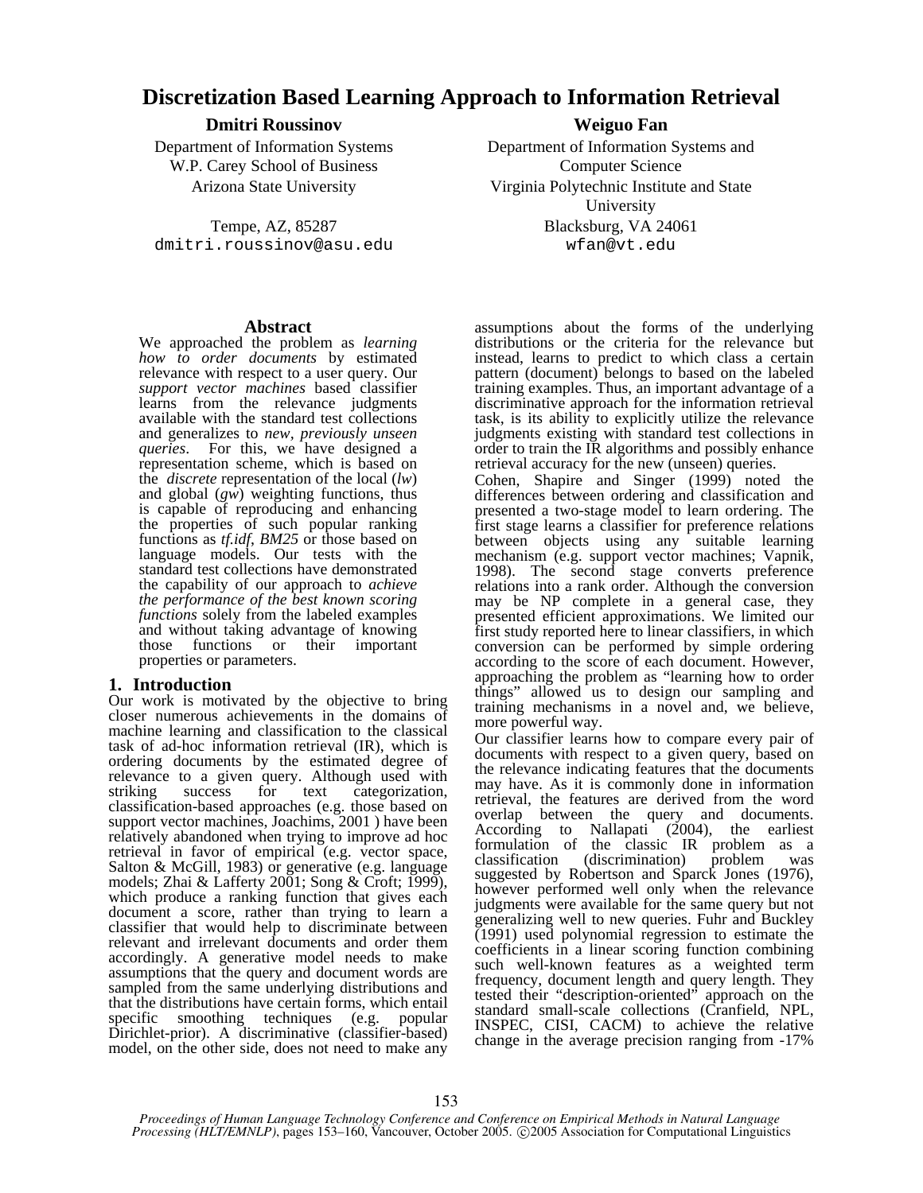# Discretization Based Learning Approach to Information Retrieval

**Dmitri Roussinov**
Department of Information Systems
W.P. Carey School of Business
Arizona State University

Tempe, AZ, 85287
dmitri.roussinov@asu.edu

**Weiguo Fan**
Department of Information Systems and Computer Science
Virginia Polytechnic Institute and State University
Blacksburg, VA 24061
wfan@vt.edu

## Abstract

We approached the problem as *learning how to order documents* by estimated relevance with respect to a user query. Our *support vector machines* based classifier learns from the relevance judgments available with the standard test collections and generalizes to *new, previously unseen queries*. For this, we have designed a representation scheme, which is based on the *discrete* representation of the local (*lw*) and global (*gw*) weighting functions, thus is capable of reproducing and enhancing the properties of such popular ranking functions as *tf.idf*, *BM25* or those based on language models. Our tests with the standard test collections have demonstrated the capability of our approach to *achieve the performance of the best known scoring functions* solely from the labeled examples and without taking advantage of knowing those functions or their important properties or parameters.

## 1. Introduction

Our work is motivated by the objective to bring closer numerous achievements in the domains of machine learning and classification to the classical task of ad-hoc information retrieval (IR), which is ordering documents by the estimated degree of relevance to a given query. Although used with striking success for text categorization, classification-based approaches (e.g. those based on support vector machines, Joachims, 2001 ) have been relatively abandoned when trying to improve ad hoc retrieval in favor of empirical (e.g. vector space, Salton & McGill, 1983) or generative (e.g. language models; Zhai & Lafferty 2001; Song & Croft; 1999), which produce a ranking function that gives each document a score, rather than trying to learn a classifier that would help to discriminate between relevant and irrelevant documents and order them accordingly. A generative model needs to make assumptions that the query and document words are sampled from the same underlying distributions and that the distributions have certain forms, which entail specific smoothing techniques (e.g. popular Dirichlet-prior). A discriminative (classifier-based) model, on the other side, does not need to make any assumptions about the forms of the underlying distributions or the criteria for the relevance but instead, learns to predict to which class a certain pattern (document) belongs to based on the labeled training examples. Thus, an important advantage of a discriminative approach for the information retrieval task, is its ability to explicitly utilize the relevance judgments existing with standard test collections in order to train the IR algorithms and possibly enhance retrieval accuracy for the new (unseen) queries.

Cohen, Shapire and Singer (1999) noted the differences between ordering and classification and presented a two-stage model to learn ordering. The first stage learns a classifier for preference relations between objects using any suitable learning mechanism (e.g. support vector machines; Vapnik, 1998). The second stage converts preference relations into a rank order. Although the conversion may be NP complete in a general case, they presented efficient approximations. We limited our first study reported here to linear classifiers, in which conversion can be performed by simple ordering according to the score of each document. However, approaching the problem as "learning how to order things" allowed us to design our sampling and training mechanisms in a novel and, we believe, more powerful way.

Our classifier learns how to compare every pair of documents with respect to a given query, based on the relevance indicating features that the documents may have. As it is commonly done in information retrieval, the features are derived from the word overlap between the query and documents. According to Nallapati (2004), the earliest formulation of the classic IR problem as a classification (discrimination) problem was suggested by Robertson and Sparck Jones (1976), however performed well only when the relevance judgments were available for the same query but not generalizing well to new queries. Fuhr and Buckley (1991) used polynomial regression to estimate the coefficients in a linear scoring function combining such well-known features as a weighted term frequency, document length and query length. They tested their "description-oriented" approach on the standard small-scale collections (Cranfield, NPL, INSPEC, CISI, CACM) to achieve the relative change in the average precision ranging from -17%

Proceedings of Human Language Technology Conference and Conference on Empirical Methods in Natural Language Processing (HLT/EMNLP), pages 153–160, Vancouver, October 2005. ©2005 Association for Computational Linguistics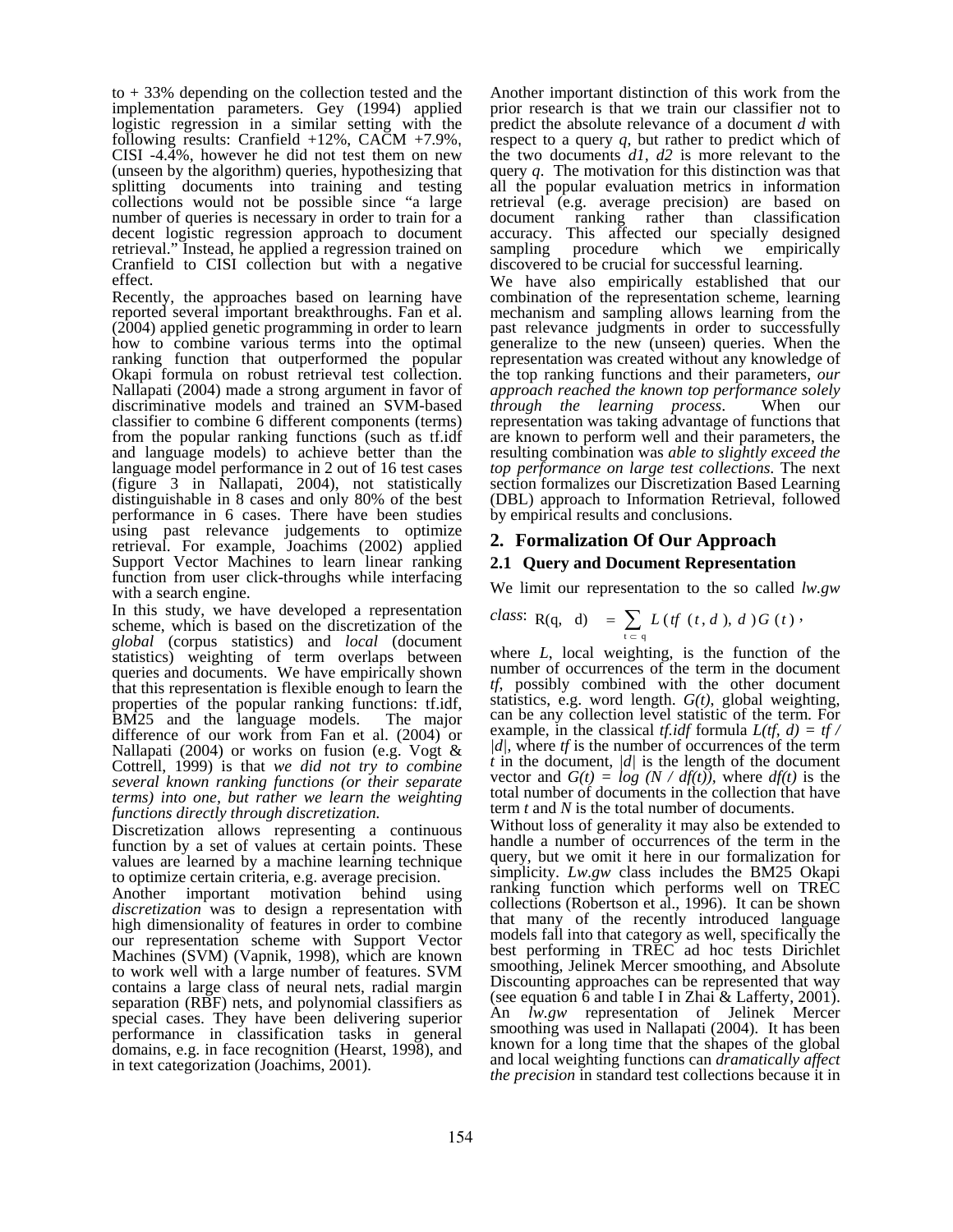to + 33% depending on the collection tested and the implementation parameters. Gey (1994) applied logistic regression in a similar setting with the following results: Cranfield +12%, CACM +7.9%, CISI -4.4%, however he did not test them on new (unseen by the algorithm) queries, hypothesizing that splitting documents into training and testing collections would not be possible since "a large number of queries is necessary in order to train for a decent logistic regression approach to document retrieval." Instead, he applied a regression trained on Cranfield to CISI collection but with a negative effect.

Recently, the approaches based on learning have reported several important breakthroughs. Fan et al. (2004) applied genetic programming in order to learn how to combine various terms into the optimal ranking function that outperformed the popular Okapi formula on robust retrieval test collection. Nallapati (2004) made a strong argument in favor of discriminative models and trained an SVM-based classifier to combine 6 different components (terms) from the popular ranking functions (such as tf.idf and language models) to achieve better than the language model performance in 2 out of 16 test cases (figure 3 in Nallapati, 2004), not statistically distinguishable in 8 cases and only 80% of the best performance in 6 cases. There have been studies using past relevance judgements to optimize retrieval. For example, Joachims (2002) applied Support Vector Machines to learn linear ranking function from user click-throughs while interfacing with a search engine.

In this study, we have developed a representation scheme, which is based on the discretization of the *global* (corpus statistics) and *local* (document statistics) weighting of term overlaps between queries and documents. We have empirically shown that this representation is flexible enough to learn the properties of the popular ranking functions: tf.idf, BM25 and the language models. The major difference of our work from Fan et al. (2004) or Nallapati (2004) or works on fusion (e.g. Vogt & Cottrell, 1999) is that *we did not try to combine several known ranking functions (or their separate terms) into one, but rather we learn the weighting functions directly through discretization.*

Discretization allows representing a continuous function by a set of values at certain points. These values are learned by a machine learning technique to optimize certain criteria, e.g. average precision.

Another important motivation behind using *discretization* was to design a representation with high dimensionality of features in order to combine our representation scheme with Support Vector Machines (SVM) (Vapnik, 1998), which are known to work well with a large number of features. SVM contains a large class of neural nets, radial margin separation (RBF) nets, and polynomial classifiers as special cases. They have been delivering superior performance in classification tasks in general domains, e.g. in face recognition (Hearst, 1998), and in text categorization (Joachims, 2001).

Another important distinction of this work from the prior research is that we train our classifier not to predict the absolute relevance of a document *d* with respect to a query *q*, but rather to predict which of the two documents *d1, d2* is more relevant to the query *q*. The motivation for this distinction was that all the popular evaluation metrics in information retrieval (e.g. average precision) are based on document ranking rather than classification accuracy. This affected our specially designed sampling procedure which we empirically discovered to be crucial for successful learning.

We have also empirically established that our combination of the representation scheme, learning mechanism and sampling allows learning from the past relevance judgments in order to successfully generalize to the new (unseen) queries. When the representation was created without any knowledge of the top ranking functions and their parameters, *our approach reached the known top performance solely through the learning process*. When our representation was taking advantage of functions that are known to perform well and their parameters, the resulting combination was *able to slightly exceed the top performance on large test collections.* The next section formalizes our Discretization Based Learning (DBL) approach to Information Retrieval, followed by empirical results and conclusions.

## 2. Formalization Of Our Approach

### 2.1 Query and Document Representation

We limit our representation to the so called *lw.gw class*: $R(q, d) = \sum_{t \subset q} L(tf(t, d), d)G(t)$,

where *L*, local weighting, is the function of the number of occurrences of the term in the document *tf*, possibly combined with the other document statistics, e.g. word length. *G(t)*, global weighting, can be any collection level statistic of the term. For example, in the classical *tf.idf* formula $L(tf, d) = tf / |d|$, where *tf* is the number of occurrences of the term *t* in the document, $|d|$ is the length of the document vector and $G(t) = \log(N / df(t))$, where $df(t)$ is the total number of documents in the collection that have term *t* and *N* is the total number of documents.

Without loss of generality it may also be extended to handle a number of occurrences of the term in the query, but we omit it here in our formalization for simplicity. *Lw.gw* class includes the BM25 Okapi ranking function which performs well on TREC collections (Robertson et al., 1996). It can be shown that many of the recently introduced language models fall into that category as well, specifically the best performing in TREC ad hoc tests Dirichlet smoothing, Jelinek Mercer smoothing, and Absolute Discounting approaches can be represented that way (see equation 6 and table I in Zhai & Lafferty, 2001). An *lw.gw* representation of Jelinek Mercer smoothing was used in Nallapati (2004). It has been known for a long time that the shapes of the global and local weighting functions can *dramatically affect the precision* in standard test collections because it in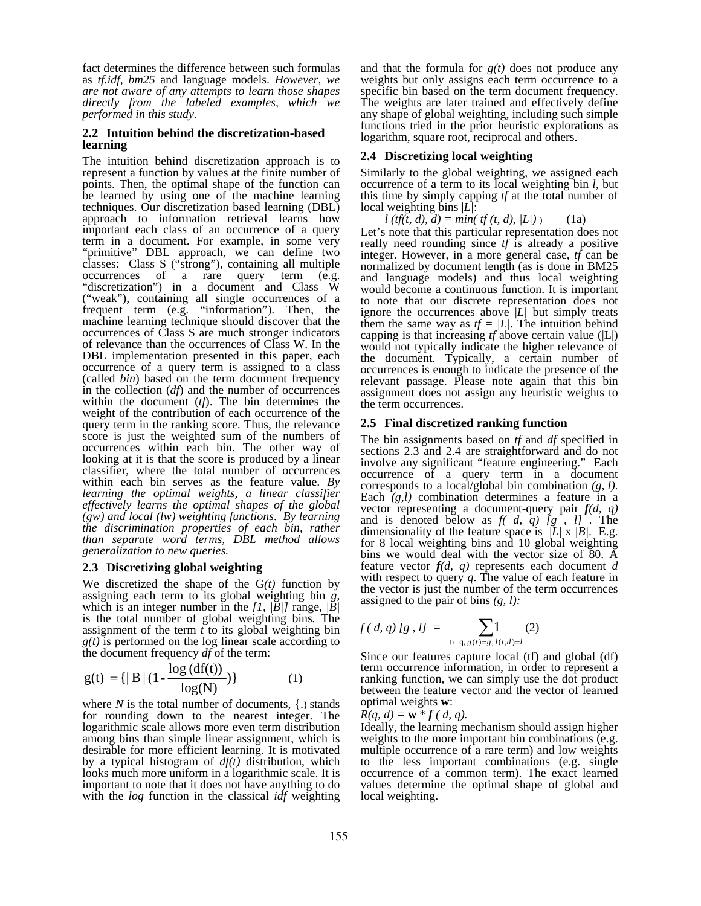fact determines the difference between such formulas as *tf.idf*, *bm25* and language models. *However, we are not aware of any attempts to learn those shapes directly from the labeled examples, which we performed in this study.*

### 2.2 Intuition behind the discretization-based learning

The intuition behind discretization approach is to represent a function by values at the finite number of points. Then, the optimal shape of the function can be learned by using one of the machine learning techniques. Our discretization based learning (DBL) approach to information retrieval learns how important each class of an occurrence of a query term in a document. For example, in some very "primitive" DBL approach, we can define two classes: Class S ("strong"), containing all multiple occurrences of a rare query term (e.g. "discretization") in a document and Class W ("weak"), containing all single occurrences of a frequent term (e.g. "information"). Then, the machine learning technique should discover that the occurrences of Class S are much stronger indicators of relevance than the occurrences of Class W. In the DBL implementation presented in this paper, each occurrence of a query term is assigned to a class (called *bin*) based on the term document frequency in the collection (*df*) and the number of occurrences within the document (*tf*). The bin determines the weight of the contribution of each occurrence of the query term in the ranking score. Thus, the relevance score is just the weighted sum of the numbers of occurrences within each bin. The other way of looking at it is that the score is produced by a linear classifier, where the total number of occurrences within each bin serves as the feature value. *By learning the optimal weights, a linear classifier effectively learns the optimal shapes of the global (gw) and local (lw) weighting functions. By learning the discrimination properties of each bin, rather than separate word terms, DBL method allows generalization to new queries.*

### 2.3 Discretizing global weighting

We discretized the shape of the G*(t)* function by assigning each term to its global weighting bin *g*, which is an integer number in the *[1, |B|]* range, *|B|* is the total number of global weighting bins. The assignment of the term *t* to its global weighting bin *g(t)* is performed on the log linear scale according to the document frequency *df* of the term:

$$g(t) = \{|B|(1 - \frac{\log(df(t))}{\log(N)})\} \qquad (1)$$

where *N* is the total number of documents, {.} stands for rounding down to the nearest integer. The logarithmic scale allows more even term distribution among bins than simple linear assignment, which is desirable for more efficient learning. It is motivated by a typical histogram of *df(t)* distribution, which looks much more uniform in a logarithmic scale. It is important to note that it does not have anything to do with the *log* function in the classical *idf* weighting and that the formula for *g(t)* does not produce any weights but only assigns each term occurrence to a specific bin based on the term document frequency. The weights are later trained and effectively define any shape of global weighting, including such simple functions tried in the prior heuristic explorations as logarithm, square root, reciprocal and others.

### 2.4 Discretizing local weighting

Similarly to the global weighting, we assigned each occurrence of a term to its local weighting bin *l*, but this time by simply capping *tf* at the total number of local weighting bins *|L|*:

$$l\,(tf(t, d), d) = \min(\,tf\,(t, d), |L|\,) \qquad (1a)$$

Let's note that this particular representation does not really need rounding since *tf* is already a positive integer. However, in a more general case, *tf* can be normalized by document length (as is done in BM25 and language models) and thus local weighting would become a continuous function. It is important to note that our discrete representation does not ignore the occurrences above *|L|* but simply treats them the same way as *tf = |L|*. The intuition behind capping is that increasing *tf* above certain value (|L|) would not typically indicate the higher relevance of the document. Typically, a certain number of occurrences is enough to indicate the presence of the relevant passage. Please note again that this bin assignment does not assign any heuristic weights to the term occurrences.

### 2.5 Final discretized ranking function

The bin assignments based on *tf* and *df* specified in sections 2.3 and 2.4 are straightforward and do not involve any significant "feature engineering." Each occurrence of a query term in a document corresponds to a local/global bin combination *(g, l)*. Each *(g,l)* combination determines a feature in a vector representing a document-query pair ***f****(d, q)* and is denoted below as *f( d, q) [g , l]* . The dimensionality of the feature space is *|L|* x *|B|*. E.g. for 8 local weighting bins and 10 global weighting bins we would deal with the vector size of 80. A feature vector ***f****(d, q)* represents each document *d* with respect to query *q*. The value of each feature in the vector is just the number of the term occurrences assigned to the pair of bins *(g, l):*

$$f\,(d, q)\,[g\,, l] \;=\; \sum_{t \subset q,\, g(t)=g,\, l(t,d)=l} 1 \qquad (2)$$

Since our features capture local (tf) and global (df) term occurrence information, in order to represent a ranking function, we can simply use the dot product between the feature vector and the vector of learned optimal weights **w**:

$R(q, d) = \mathbf{w} * \boldsymbol{f}\,(d, q).$

Ideally, the learning mechanism should assign higher weights to the more important bin combinations (e.g. multiple occurrence of a rare term) and low weights to the less important combinations (e.g. single occurrence of a common term). The exact learned values determine the optimal shape of global and local weighting.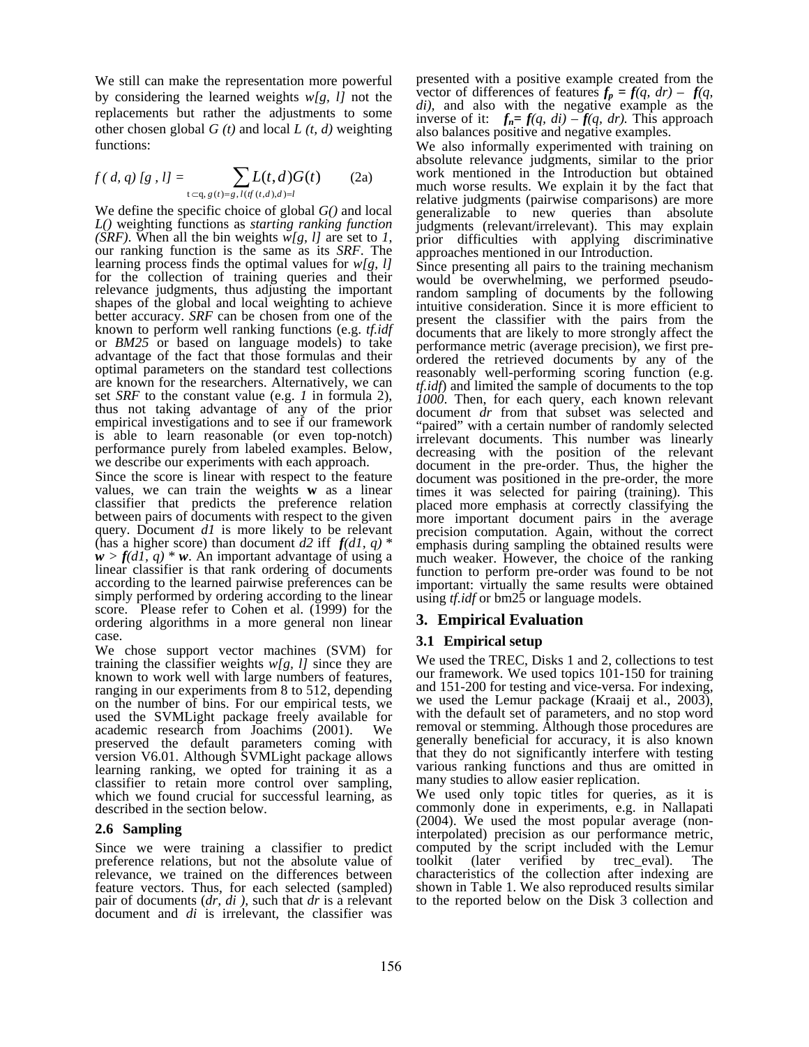We still can make the representation more powerful by considering the learned weights $w[g, l]$ not the replacements but rather the adjustments to some other chosen global $G(t)$ and local $L(t, d)$ weighting functions:

$$f(d, q)[g, l] = \sum_{t \subset q,\, g(t)=g,\, l(tf(t,d),d)=l} L(t,d)G(t) \qquad (2a)$$

We define the specific choice of global $G()$ and local $L()$ weighting functions as *starting ranking function (SRF)*. When all the bin weights $w[g, l]$ are set to *1*, our ranking function is the same as its *SRF*. The learning process finds the optimal values for $w[g, l]$ for the collection of training queries and their relevance judgments, thus adjusting the important shapes of the global and local weighting to achieve better accuracy. *SRF* can be chosen from one of the known to perform well ranking functions (e.g. *tf.idf* or *BM25* or based on language models) to take advantage of the fact that those formulas and their optimal parameters on the standard test collections are known for the researchers. Alternatively, we can set *SRF* to the constant value (e.g. *1* in formula 2), thus not taking advantage of any of the prior empirical investigations and to see if our framework is able to learn reasonable (or even top-notch) performance purely from labeled examples. Below, we describe our experiments with each approach.

Since the score is linear with respect to the feature values, we can train the weights **w** as a linear classifier that predicts the preference relation between pairs of documents with respect to the given query. Document *d1* is more likely to be relevant (has a higher score) than document *d2* iff $\boldsymbol{f}(d1, q) * \boldsymbol{w} > \boldsymbol{f}(d1, q) * \boldsymbol{w}$. An important advantage of using a linear classifier is that rank ordering of documents according to the learned pairwise preferences can be simply performed by ordering according to the linear score. Please refer to Cohen et al. (1999) for the ordering algorithms in a more general non linear case.

We chose support vector machines (SVM) for training the classifier weights $w[g, l]$ since they are known to work well with large numbers of features, ranging in our experiments from 8 to 512, depending on the number of bins. For our empirical tests, we used the SVMLight package freely available for academic research from Joachims (2001). We preserved the default parameters coming with version V6.01. Although SVMLight package allows learning ranking, we opted for training it as a classifier to retain more control over sampling, which we found crucial for successful learning, as described in the section below.

### 2.6 Sampling

Since we were training a classifier to predict preference relations, but not the absolute value of relevance, we trained on the differences between feature vectors. Thus, for each selected (sampled) pair of documents (*dr, di*), such that *dr* is a relevant document and *di* is irrelevant, the classifier was presented with a positive example created from the vector of differences of features $\boldsymbol{f_p} = \boldsymbol{f}(q, dr) - \boldsymbol{f}(q, di)$, and also with the negative example as the inverse of it: $\boldsymbol{f_n} = \boldsymbol{f}(q, di) - \boldsymbol{f}(q, dr)$. This approach also balances positive and negative examples.

We also informally experimented with training on absolute relevance judgments, similar to the prior work mentioned in the Introduction but obtained much worse results. We explain it by the fact that relative judgments (pairwise comparisons) are more generalizable to new queries than absolute judgments (relevant/irrelevant). This may explain prior difficulties with applying discriminative approaches mentioned in our Introduction.

Since presenting all pairs to the training mechanism would be overwhelming, we performed pseudo-random sampling of documents by the following intuitive consideration. Since it is more efficient to present the classifier with the pairs from the documents that are likely to more strongly affect the performance metric (average precision), we first pre-ordered the retrieved documents by any of the reasonably well-performing scoring function (e.g. *tf.idf*) and limited the sample of documents to the top *1000*. Then, for each query, each known relevant document *dr* from that subset was selected and "paired" with a certain number of randomly selected irrelevant documents. This number was linearly decreasing with the position of the relevant document in the pre-order. Thus, the higher the document was positioned in the pre-order, the more times it was selected for pairing (training). This placed more emphasis at correctly classifying the more important document pairs in the average precision computation. Again, without the correct emphasis during sampling the obtained results were much weaker. However, the choice of the ranking function to perform pre-order was found to be not important: virtually the same results were obtained using *tf.idf* or bm25 or language models.

## 3. Empirical Evaluation

### 3.1 Empirical setup

We used the TREC, Disks 1 and 2, collections to test our framework. We used topics 101-150 for training and 151-200 for testing and vice-versa. For indexing, we used the Lemur package (Kraaij et al., 2003), with the default set of parameters, and no stop word removal or stemming. Although those procedures are generally beneficial for accuracy, it is also known that they do not significantly interfere with testing various ranking functions and thus are omitted in many studies to allow easier replication.

We used only topic titles for queries, as it is commonly done in experiments, e.g. in Nallapati (2004). We used the most popular average (non-interpolated) precision as our performance metric, computed by the script included with the Lemur toolkit (later verified by trec_eval). The characteristics of the collection after indexing are shown in Table 1. We also reproduced results similar to the reported below on the Disk 3 collection and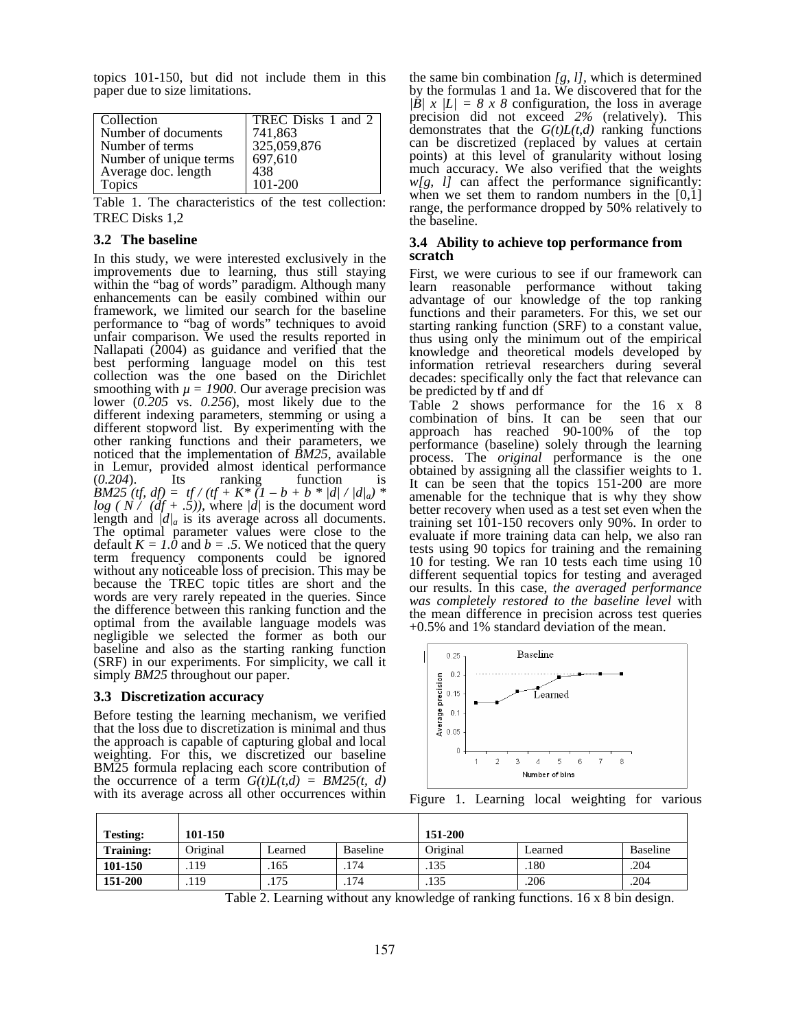topics 101-150, but did not include them in this paper due to size limitations.

| Collection | TREC Disks 1 and 2 |
|---|---|
| Number of documents | 741,863 |
| Number of terms | 325,059,876 |
| Number of unique terms | 697,610 |
| Average doc. length | 438 |
| Topics | 101-200 |

Table 1. The characteristics of the test collection: TREC Disks 1,2

### 3.2 The baseline

In this study, we were interested exclusively in the improvements due to learning, thus still staying within the "bag of words" paradigm. Although many enhancements can be easily combined within our framework, we limited our search for the baseline performance to "bag of words" techniques to avoid unfair comparison. We used the results reported in Nallapati (2004) as guidance and verified that the best performing language model on this test collection was the one based on the Dirichlet smoothing with $\mu = 1900$. Our average precision was lower (*0.205* vs. *0.256*), most likely due to the different indexing parameters, stemming or using a different stopword list. By experimenting with the other ranking functions and their parameters, we noticed that the implementation of *BM25*, available in Lemur, provided almost identical performance (*0.204*). Its ranking function is $BM25(tf, df) = tf / (tf + K^* (1 - b + b * |d| / |d|_a) * \log(N / (df + .5))$, where $|d|$ is the document word length and $|d|_a$ is its average across all documents. The optimal parameter values were close to the default $K = 1.0$ and $b = .5$. We noticed that the query term frequency components could be ignored without any noticeable loss of precision. This may be because the TREC topic titles are short and the words are very rarely repeated in the queries. Since the difference between this ranking function and the optimal from the available language models was negligible we selected the former as both our baseline and also as the starting ranking function (SRF) in our experiments. For simplicity, we call it simply *BM25* throughout our paper.

### 3.3 Discretization accuracy

Before testing the learning mechanism, we verified that the loss due to discretization is minimal and thus the approach is capable of capturing global and local weighting. For this, we discretized our baseline BM25 formula replacing each score contribution of the occurrence of a term $G(t)L(t,d) = BM25(t, d)$ with its average across all other occurrences within the same bin combination *[g, l]*, which is determined by the formulas 1 and 1a. We discovered that for the $|B| \times |L| = 8 \times 8$ configuration, the loss in average precision did not exceed *2%* (relatively). This demonstrates that the $G(t)L(t,d)$ ranking functions can be discretized (replaced by values at certain points) at this level of granularity without losing much accuracy. We also verified that the weights $w[g, l]$ can affect the performance significantly: when we set them to random numbers in the [0,1] range, the performance dropped by 50% relatively to the baseline.

### 3.4 Ability to achieve top performance from scratch

First, we were curious to see if our framework can learn reasonable performance without taking advantage of our knowledge of the top ranking functions and their parameters. For this, we set our starting ranking function (SRF) to a constant value, thus using only the minimum out of the empirical knowledge and theoretical models developed by information retrieval researchers during several decades: specifically only the fact that relevance can be predicted by tf and df

Table 2 shows performance for the 16 x 8 combination of bins. It can be seen that our approach has reached 90-100% of the top performance (baseline) solely through the learning process. The *original* performance is the one obtained by assigning all the classifier weights to 1. It can be seen that the topics 151-200 are more amenable for the technique that is why they show better recovery when used as a test set even when the training set 101-150 recovers only 90%. In order to evaluate if more training data can help, we also ran tests using 90 topics for training and the remaining 10 for testing. We ran 10 tests each time using 10 different sequential topics for testing and averaged our results. In this case, *the averaged performance was completely restored to the baseline level* with the mean difference in precision across test queries +0.5% and 1% standard deviation of the mean.

Figure 1. Learning local weighting for various

| Testing: | 101-150 | | | 151-200 | | |
|---|---|---|---|---|---|---|
| **Training:** | Original | Learned | Baseline | Original | Learned | Baseline |
| **101-150** | .119 | .165 | .174 | .135 | .180 | .204 |
| **151-200** | .119 | .175 | .174 | .135 | .206 | .204 |

Table 2. Learning without any knowledge of ranking functions. 16 x 8 bin design.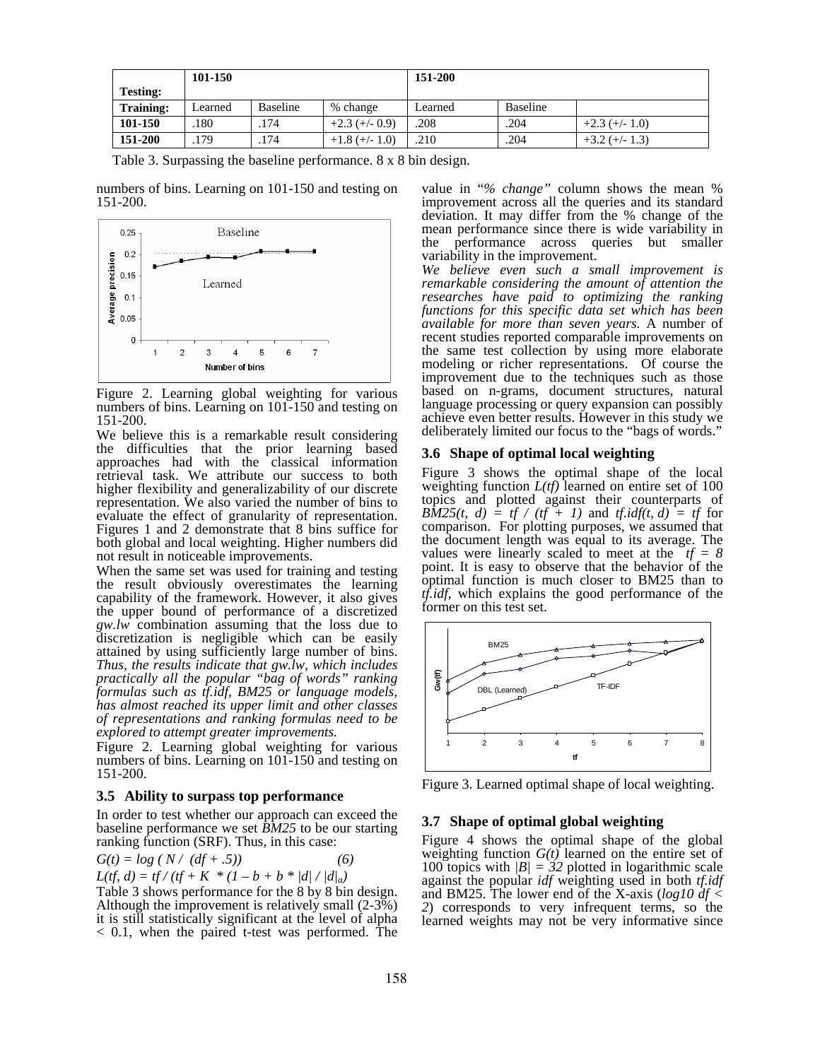| Testing: | 101-150 | | | 151-200 | | |
|---|---|---|---|---|---|---|
| **Training:** | Learned | Baseline | % change | Learned | Baseline | |
| **101-150** | .180 | .174 | +2.3 (+/- 0.9) | .208 | .204 | +2.3 (+/- 1.0) |
| **151-200** | .179 | .174 | +1.8 (+/- 1.0) | .210 | .204 | +3.2 (+/- 1.3) |

Table 3. Surpassing the baseline performance. 8 x 8 bin design.

numbers of bins. Learning on 101-150 and testing on 151-200.

Figure 2. Learning global weighting for various numbers of bins. Learning on 101-150 and testing on 151-200.

We believe this is a remarkable result considering the difficulties that the prior learning based approaches had with the classical information retrieval task. We attribute our success to both higher flexibility and generalizability of our discrete representation. We also varied the number of bins to evaluate the effect of granularity of representation. Figures 1 and 2 demonstrate that 8 bins suffice for both global and local weighting. Higher numbers did not result in noticeable improvements.

When the same set was used for training and testing the result obviously overestimates the learning capability of the framework. However, it also gives the upper bound of performance of a discretized *gw.lw* combination assuming that the loss due to discretization is negligible which can be easily attained by using sufficiently large number of bins. *Thus, the results indicate that gw.lw, which includes practically all the popular "bag of words" ranking formulas such as tf.idf, BM25 or language models, has almost reached its upper limit and other classes of representations and ranking formulas need to be explored to attempt greater improvements.*

Figure 2. Learning global weighting for various numbers of bins. Learning on 101-150 and testing on 151-200.

### 3.5 Ability to surpass top performance

In order to test whether our approach can exceed the baseline performance we set *BM25* to be our starting ranking function (SRF). Thus, in this case:

$$G(t) = \log ( N / (df + .5)) \qquad (6)$$

$$L(tf, d) = tf / (tf + K * (1 - b + b * |d| / |d|_a)$$

Table 3 shows performance for the 8 by 8 bin design. Although the improvement is relatively small (2-3%) it is still statistically significant at the level of alpha < 0.1, when the paired t-test was performed. The value in "*% change*" column shows the mean % improvement across all the queries and its standard deviation. It may differ from the % change of the mean performance since there is wide variability in the performance across queries but smaller variability in the improvement.

*We believe even such a small improvement is remarkable considering the amount of attention the researches have paid to optimizing the ranking functions for this specific data set which has been available for more than seven years.* A number of recent studies reported comparable improvements on the same test collection by using more elaborate modeling or richer representations. Of course the improvement due to the techniques such as those based on n-grams, document structures, natural language processing or query expansion can possibly achieve even better results. However in this study we deliberately limited our focus to the "bags of words."

### 3.6 Shape of optimal local weighting

Figure 3 shows the optimal shape of the local weighting function *L(tf)* learned on entire set of 100 topics and plotted against their counterparts of *BM25(t, d) = tf / (tf + 1)* and *tf.idf(t, d) = tf* for comparison. For plotting purposes, we assumed that the document length was equal to its average. The values were linearly scaled to meet at the *tf = 8* point. It is easy to observe that the behavior of the optimal function is much closer to BM25 than to *tf.idf*, which explains the good performance of the former on this test set.

Figure 3. Learned optimal shape of local weighting.

### 3.7 Shape of optimal global weighting

Figure 4 shows the optimal shape of the global weighting function *G(t)* learned on the entire set of 100 topics with $|B| = 32$ plotted in logarithmic scale against the popular *idf* weighting used in both *tf.idf* and BM25. The lower end of the X-axis ($\log10\ df < 2$) corresponds to very infrequent terms, so the learned weights may not be very informative since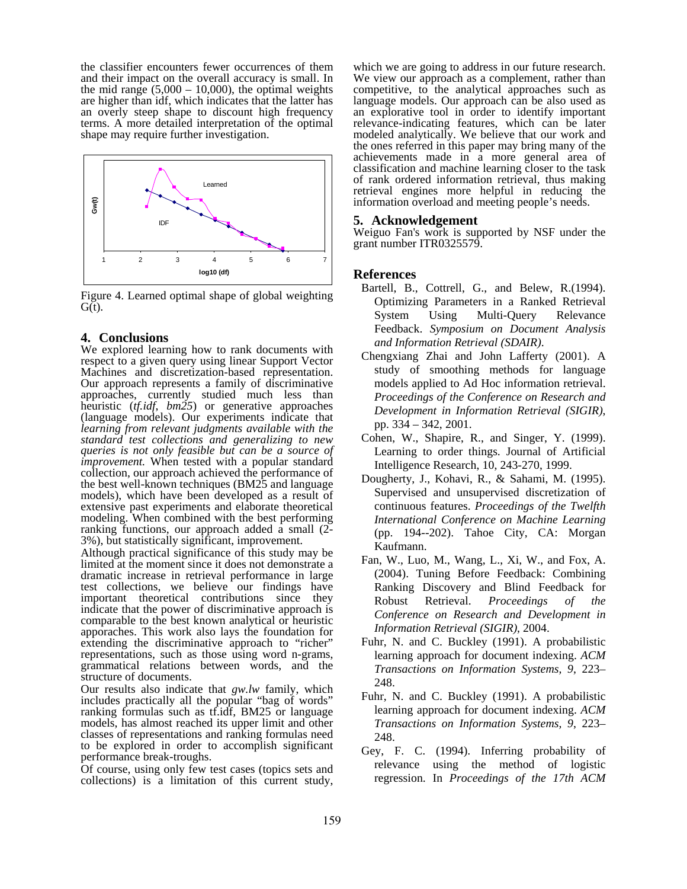the classifier encounters fewer occurrences of them and their impact on the overall accuracy is small. In the mid range (5,000 – 10,000), the optimal weights are higher than idf, which indicates that the latter has an overly steep shape to discount high frequency terms. A more detailed interpretation of the optimal shape may require further investigation.

Learned

IDF

Gw(t)

1 2 3 4 5 6 7

log10 (df)

Figure 4. Learned optimal shape of global weighting G(t).

## 4. Conclusions

We explored learning how to rank documents with respect to a given query using linear Support Vector Machines and discretization-based representation. Our approach represents a family of discriminative approaches, currently studied much less than heuristic (*tf.idf*, *bm25*) or generative approaches (language models). Our experiments indicate that *learning from relevant judgments available with the standard test collections and generalizing to new queries is not only feasible but can be a source of improvement.* When tested with a popular standard collection, our approach achieved the performance of the best well-known techniques (BM25 and language models), which have been developed as a result of extensive past experiments and elaborate theoretical modeling. When combined with the best performing ranking functions, our approach added a small (2-3%), but statistically significant, improvement.

Although practical significance of this study may be limited at the moment since it does not demonstrate a dramatic increase in retrieval performance in large test collections, we believe our findings have important theoretical contributions since they indicate that the power of discriminative approach is comparable to the best known analytical or heuristic apporaches. This work also lays the foundation for extending the discriminative approach to "richer" representations, such as those using word n-grams, grammatical relations between words, and the structure of documents.

Our results also indicate that *gw.lw* family, which includes practically all the popular "bag of words" ranking formulas such as tf.idf, BM25 or language models, has almost reached its upper limit and other classes of representations and ranking formulas need to be explored in order to accomplish significant performance break-troughs.

Of course, using only few test cases (topics sets and collections) is a limitation of this current study, which we are going to address in our future research. We view our approach as a complement, rather than competitive, to the analytical approaches such as language models. Our approach can be also used as an explorative tool in order to identify important relevance-indicating features, which can be later modeled analytically. We believe that our work and the ones referred in this paper may bring many of the achievements made in a more general area of classification and machine learning closer to the task of rank ordered information retrieval, thus making retrieval engines more helpful in reducing the information overload and meeting people's needs.

## 5. Acknowledgement

Weiguo Fan's work is supported by NSF under the grant number ITR0325579.

## References

Bartell, B., Cottrell, G., and Belew, R.(1994). Optimizing Parameters in a Ranked Retrieval System Using Multi-Query Relevance Feedback. *Symposium on Document Analysis and Information Retrieval (SDAIR).*

Chengxiang Zhai and John Lafferty (2001). A study of smoothing methods for language models applied to Ad Hoc information retrieval. *Proceedings of the Conference on Research and Development in Information Retrieval (SIGIR)*, pp. 334 – 342, 2001.

Cohen, W., Shapire, R., and Singer, Y. (1999). Learning to order things. Journal of Artificial Intelligence Research, 10, 243-270, 1999.

Dougherty, J., Kohavi, R., & Sahami, M. (1995). Supervised and unsupervised discretization of continuous features. *Proceedings of the Twelfth International Conference on Machine Learning* (pp. 194--202). Tahoe City, CA: Morgan Kaufmann.

Fan, W., Luo, M., Wang, L., Xi, W., and Fox, A. (2004). Tuning Before Feedback: Combining Ranking Discovery and Blind Feedback for Robust Retrieval. *Proceedings of the Conference on Research and Development in Information Retrieval (SIGIR)*, 2004.

Fuhr, N. and C. Buckley (1991). A probabilistic learning approach for document indexing. *ACM Transactions on Information Systems, 9*, 223–248.

Fuhr, N. and C. Buckley (1991). A probabilistic learning approach for document indexing. *ACM Transactions on Information Systems, 9*, 223–248.

Gey, F. C. (1994). Inferring probability of relevance using the method of logistic regression. In *Proceedings of the 17th ACM*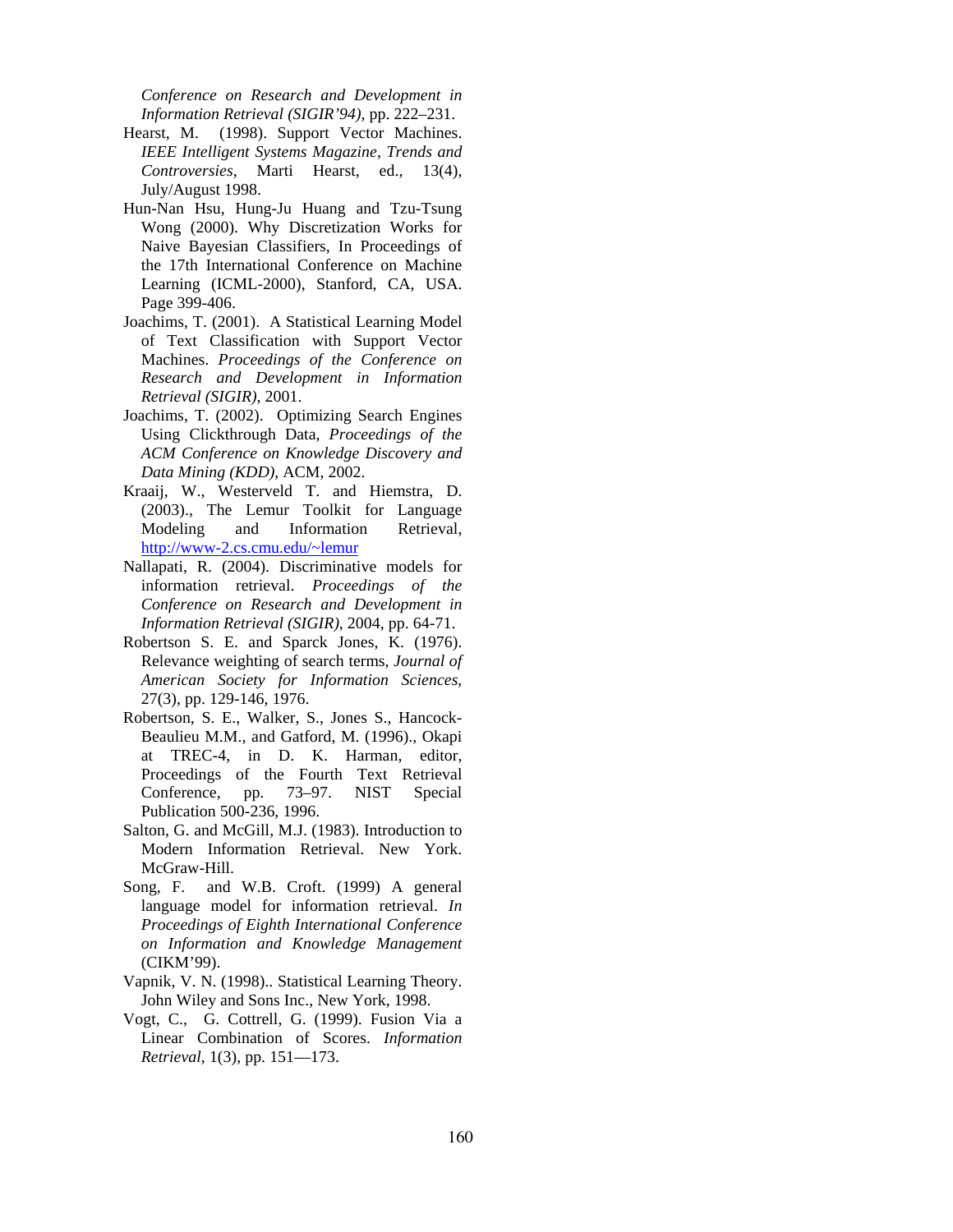*Conference on Research and Development in Information Retrieval (SIGIR'94)*, pp. 222–231.

Hearst, M. (1998). Support Vector Machines. *IEEE Intelligent Systems Magazine, Trends and Controversies*, Marti Hearst, ed., 13(4), July/August 1998.

Hun-Nan Hsu, Hung-Ju Huang and Tzu-Tsung Wong (2000). Why Discretization Works for Naive Bayesian Classifiers, In Proceedings of the 17th International Conference on Machine Learning (ICML-2000), Stanford, CA, USA. Page 399-406.

Joachims, T. (2001). A Statistical Learning Model of Text Classification with Support Vector Machines. *Proceedings of the Conference on Research and Development in Information Retrieval (SIGIR)*, 2001.

Joachims, T. (2002). Optimizing Search Engines Using Clickthrough Data, *Proceedings of the ACM Conference on Knowledge Discovery and Data Mining (KDD)*, ACM, 2002.

Kraaij, W., Westerveld T. and Hiemstra, D. (2003)., The Lemur Toolkit for Language Modeling and Information Retrieval, http://www-2.cs.cmu.edu/~lemur

Nallapati, R. (2004). Discriminative models for information retrieval. *Proceedings of the Conference on Research and Development in Information Retrieval (SIGIR)*, 2004, pp. 64-71.

Robertson S. E. and Sparck Jones, K. (1976). Relevance weighting of search terms, *Journal of American Society for Information Sciences*, 27(3), pp. 129-146, 1976.

Robertson, S. E., Walker, S., Jones S., Hancock-Beaulieu M.M., and Gatford, M. (1996)., Okapi at TREC-4, in D. K. Harman, editor, Proceedings of the Fourth Text Retrieval Conference, pp. 73–97. NIST Special Publication 500-236, 1996.

Salton, G. and McGill, M.J. (1983). Introduction to Modern Information Retrieval. New York. McGraw-Hill.

Song, F. and W.B. Croft. (1999) A general language model for information retrieval. *In Proceedings of Eighth International Conference on Information and Knowledge Management* (CIKM'99).

Vapnik, V. N. (1998).. Statistical Learning Theory. John Wiley and Sons Inc., New York, 1998.

Vogt, C., G. Cottrell, G. (1999). Fusion Via a Linear Combination of Scores. *Information Retrieval*, 1(3), pp. 151—173.